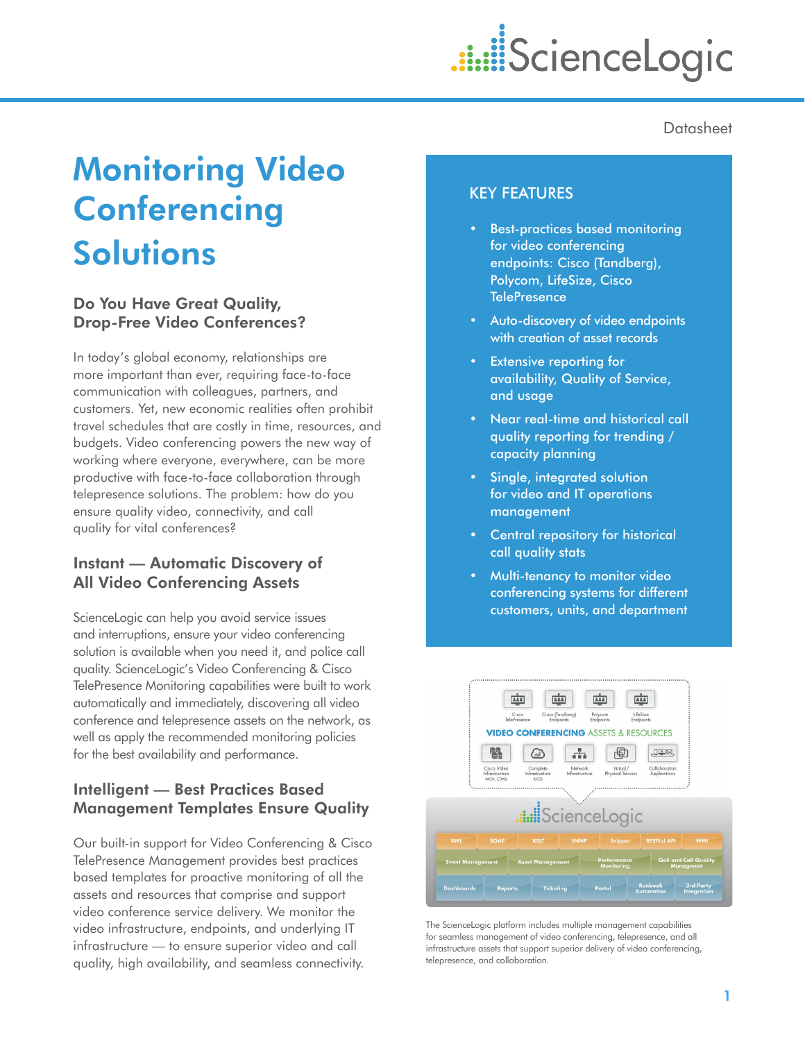Datasheet

# Monitoring Video Conferencing Solutions

## Do You Have Great Quality, Drop-Free Video Conferences?

In today's global economy, relationships are more important than ever, requiring face-to-face communication with colleagues, partners, and customers. Yet, new economic realities often prohibit travel schedules that are costly in time, resources, and budgets. Video conferencing powers the new way of working where everyone, everywhere, can be more productive with face-to-face collaboration through telepresence solutions. The problem: how do you ensure quality video, connectivity, and call quality for vital conferences?

## Instant — Automatic Discovery of All Video Conferencing Assets

ScienceLogic can help you avoid service issues and interruptions, ensure your video conferencing solution is available when you need it, and police call quality. ScienceLogic's Video Conferencing & Cisco TelePresence Monitoring capabilities were built to work automatically and immediately, discovering all video conference and telepresence assets on the network, as well as apply the recommended monitoring policies for the best availability and performance.

## Intelligent — Best Practices Based Management Templates Ensure Quality

Our built-in support for Video Conferencing & Cisco TelePresence Management provides best practices based templates for proactive monitoring of all the assets and resources that comprise and support video conference service delivery. We monitor the video infrastructure, endpoints, and underlying IT infrastructure — to ensure superior video and call quality, high availability, and seamless connectivity.

## KEY FEATURES

- Best-practices based monitoring for video conferencing endpoints: Cisco (Tandberg), Polycom, LifeSize, Cisco TelePresence
- Auto-discovery of video endpoints with creation of asset records
- Extensive reporting for availability, Quality of Service, and usage
- Near real-time and historical call quality reporting for trending / capacity planning
- Single, integrated solution for video and IT operations management
- Central repository for historical call quality stats
- Multi-tenancy to monitor video conferencing systems for different customers, units, and department

The ScienceLogic platform includes multiple management capabilities for seamless management of video conferencing, telepresence, and all infrastructure assets that support superior delivery of video conferencing, telepresence, and collaboration.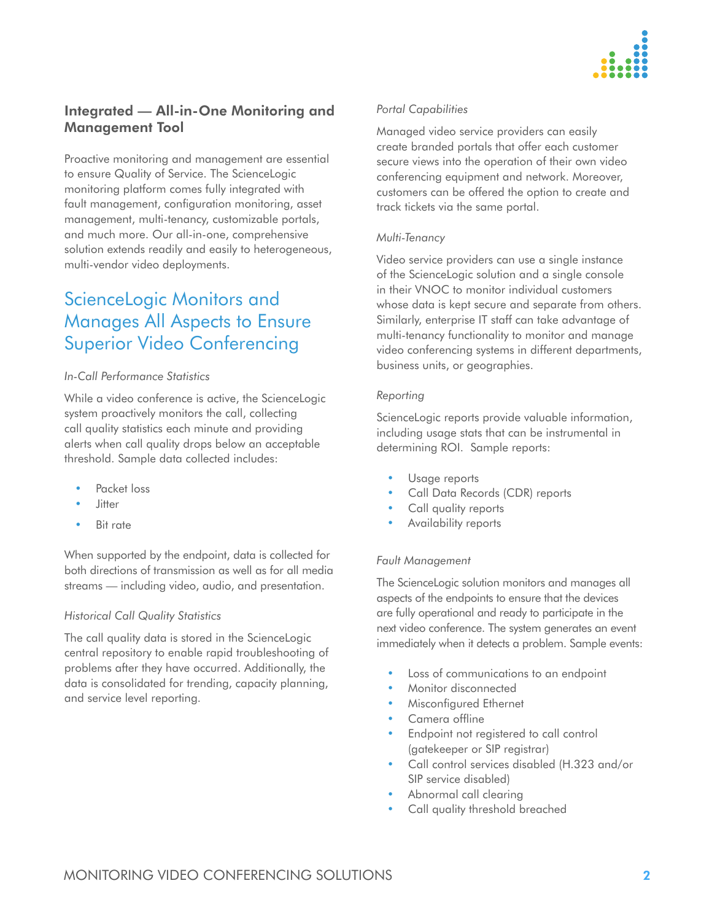### Integrated — All-in-One Monitoring and Management Tool

Proactive monitoring and management are essential to ensure Quality of Service. The ScienceLogic monitoring platform comes fully integrated with fault management, configuration monitoring, asset management, multi-tenancy, customizable portals, and much more. Our all-in-one, comprehensive solution extends readily and easily to heterogeneous, multi-vendor video deployments.

## ScienceLogic Monitors and Manages All Aspects to Ensure Superior Video Conferencing

*In-Call Performance Statistics*

While a video conference is active, the ScienceLogic system proactively monitors the call, collecting call quality statistics each minute and providing alerts when call quality drops below an acceptable threshold. Sample data collected includes:

- Packet loss
- Jitter
- Bit rate

When supported by the endpoint, data is collected for both directions of transmission as well as for all media streams — including video, audio, and presentation.

*Historical Call Quality Statistics*

The call quality data is stored in the ScienceLogic central repository to enable rapid troubleshooting of problems after they have occurred. Additionally, the data is consolidated for trending, capacity planning, and service level reporting.

*Portal Capabilities*

Managed video service providers can easily create branded portals that offer each customer secure views into the operation of their own video conferencing equipment and network. Moreover, customers can be offered the option to create and track tickets via the same portal.

*Multi-Tenancy*

Video service providers can use a single instance of the ScienceLogic solution and a single console in their VNOC to monitor individual customers whose data is kept secure and separate from others. Similarly, enterprise IT staff can take advantage of multi-tenancy functionality to monitor and manage video conferencing systems in different departments, business units, or geographies.

*Reporting*

ScienceLogic reports provide valuable information, including usage stats that can be instrumental in determining ROI. Sample reports:

- Usage reports
- Call Data Records (CDR) reports
- Call quality reports
- Availability reports

*Fault Management*

The ScienceLogic solution monitors and manages all aspects of the endpoints to ensure that the devices are fully operational and ready to participate in the next video conference. The system generates an event immediately when it detects a problem. Sample events:

- Loss of communications to an endpoint
- Monitor disconnected
- Misconfigured Ethernet
- Camera offline
- Endpoint not registered to call control (gatekeeper or SIP registrar)
- Call control services disabled (H.323 and/or SIP service disabled)
- Abnormal call clearing
- Call quality threshold breached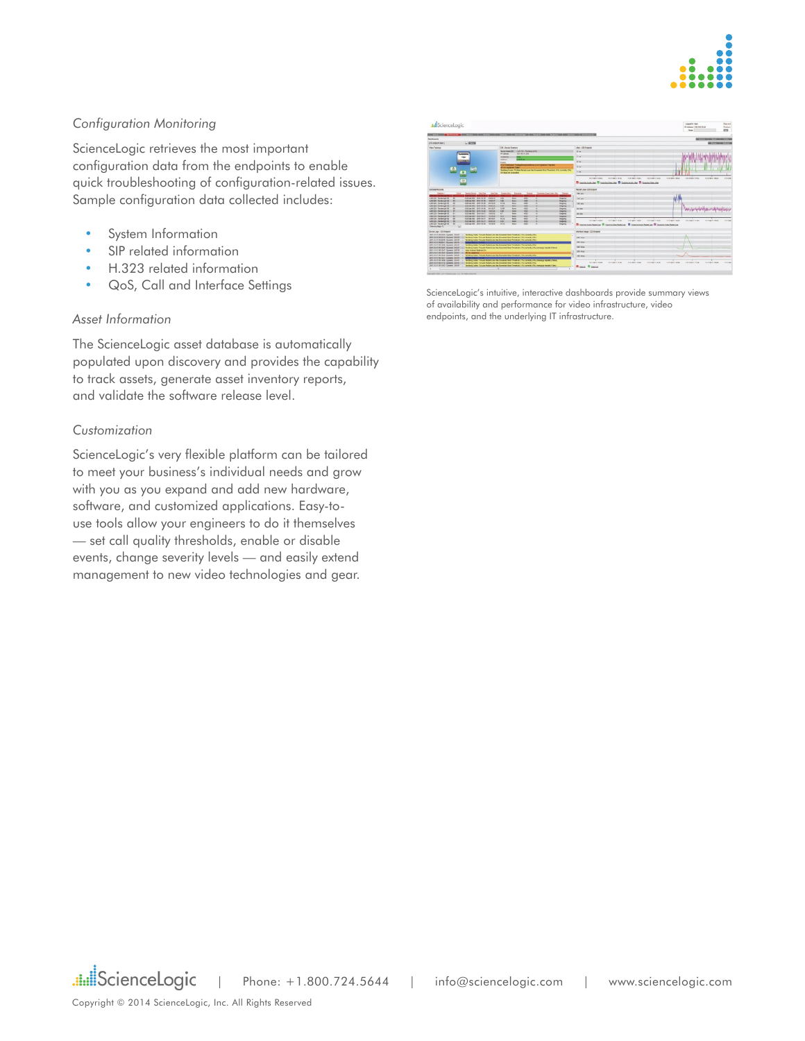*Configuration Monitoring*

ScienceLogic retrieves the most important configuration data from the endpoints to enable quick troubleshooting of configuration-related issues. Sample configuration data collected includes:

- System Information
- SIP related information
- H.323 related information
- QoS, Call and Interface Settings

*Asset Information*

The ScienceLogic asset database is automatically populated upon discovery and provides the capability to track assets, generate asset inventory reports, and validate the software release level.

*Customization*

ScienceLogic's very flexible platform can be tailored to meet your business's individual needs and grow with you as you expand and add new hardware, software, and customized applications. Easy-to-use tools allow your engineers to do it themselves — set call quality thresholds, enable or disable events, change severity levels — and easily extend management to new video technologies and gear.

ScienceLogic's intuitive, interactive dashboards provide summary views of availability and performance for video infrastructure, video endpoints, and the underlying IT infrastructure.

ScienceLogic | Phone: +1.800.724.5644 | info@sciencelogic.com | www.sciencelogic.com

Copyright © 2014 ScienceLogic, Inc. All Rights Reserved